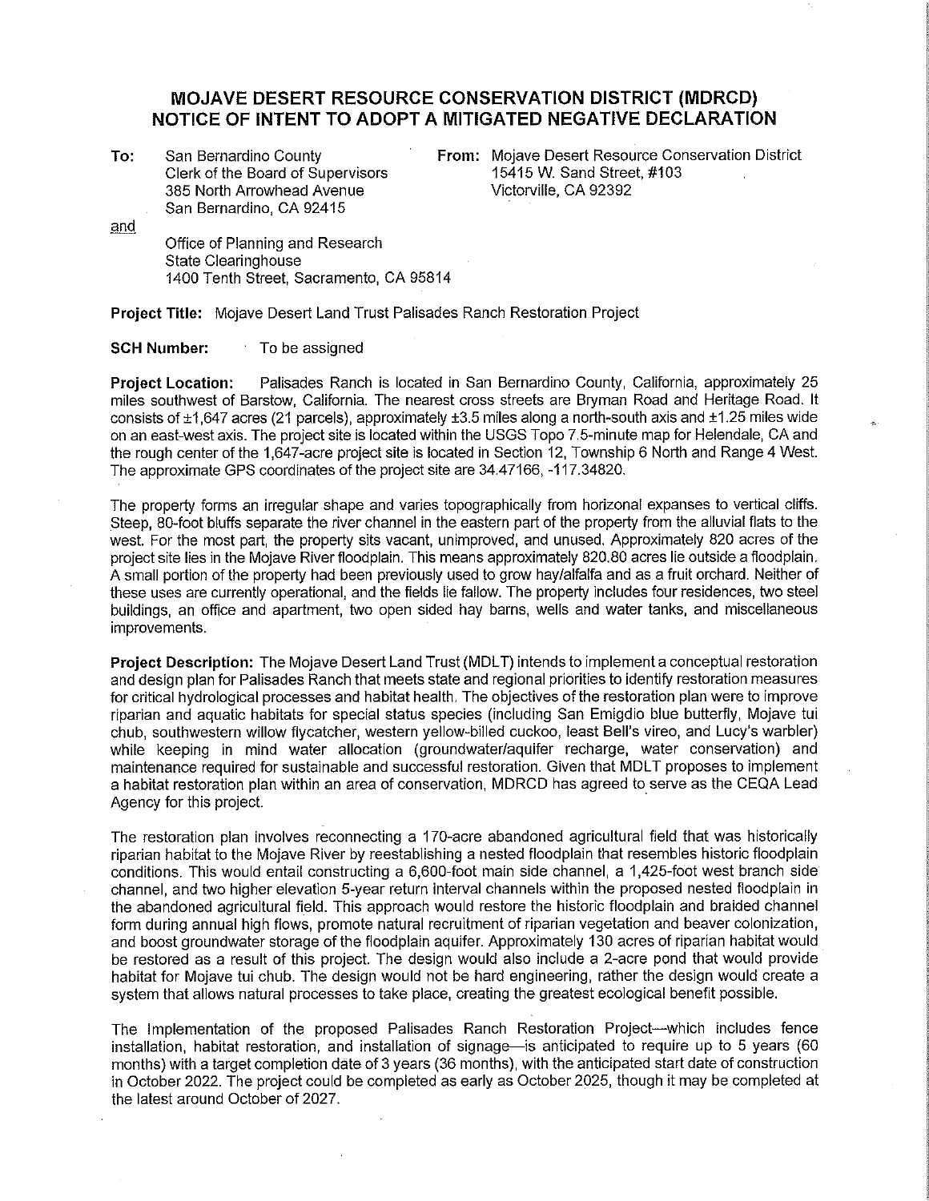# MOJAVE DESERT RESOURCE CONSERVATION DISTRICT (MDRCD) NOTICE OF INTENT TO ADOPT A MITIGATED NEGATIVE DECLARATION

**To:** San Bernardino County
Clerk of the Board of Supervisors
385 North Arrowhead Avenue
San Bernardino, CA 92415

and

Office of Planning and Research
State Clearinghouse
1400 Tenth Street, Sacramento, CA 95814

**From:** Mojave Desert Resource Conservation District
15415 W. Sand Street, #103
Victorville, CA 92392

**Project Title:** Mojave Desert Land Trust Palisades Ranch Restoration Project

**SCH Number:** To be assigned

**Project Location:** Palisades Ranch is located in San Bernardino County, California, approximately 25 miles southwest of Barstow, California. The nearest cross streets are Bryman Road and Heritage Road. It consists of ±1,647 acres (21 parcels), approximately ±3.5 miles along a north-south axis and ±1.25 miles wide on an east-west axis. The project site is located within the USGS Topo 7.5-minute map for Helendale, CA and the rough center of the 1,647-acre project site is located in Section 12, Township 6 North and Range 4 West. The approximate GPS coordinates of the project site are 34.47166, -117.34820.

The property forms an irregular shape and varies topographically from horizonal expanses to vertical cliffs. Steep, 80-foot bluffs separate the river channel in the eastern part of the property from the alluvial flats to the west. For the most part, the property sits vacant, unimproved, and unused. Approximately 820 acres of the project site lies in the Mojave River floodplain. This means approximately 820.80 acres lie outside a floodplain. A small portion of the property had been previously used to grow hay/alfalfa and as a fruit orchard. Neither of these uses are currently operational, and the fields lie fallow. The property includes four residences, two steel buildings, an office and apartment, two open sided hay barns, wells and water tanks, and miscellaneous improvements.

**Project Description:** The Mojave Desert Land Trust (MDLT) intends to implement a conceptual restoration and design plan for Palisades Ranch that meets state and regional priorities to identify restoration measures for critical hydrological processes and habitat health. The objectives of the restoration plan were to improve riparian and aquatic habitats for special status species (including San Emigdio blue butterfly, Mojave tui chub, southwestern willow flycatcher, western yellow-billed cuckoo, least Bell's vireo, and Lucy's warbler) while keeping in mind water allocation (groundwater/aquifer recharge, water conservation) and maintenance required for sustainable and successful restoration. Given that MDLT proposes to implement a habitat restoration plan within an area of conservation, MDRCD has agreed to serve as the CEQA Lead Agency for this project.

The restoration plan involves reconnecting a 170-acre abandoned agricultural field that was historically riparian habitat to the Mojave River by reestablishing a nested floodplain that resembles historic floodplain conditions. This would entail constructing a 6,600-foot main side channel, a 1,425-foot west branch side channel, and two higher elevation 5-year return interval channels within the proposed nested floodplain in the abandoned agricultural field. This approach would restore the historic floodplain and braided channel form during annual high flows, promote natural recruitment of riparian vegetation and beaver colonization, and boost groundwater storage of the floodplain aquifer. Approximately 130 acres of riparian habitat would be restored as a result of this project. The design would also include a 2-acre pond that would provide habitat for Mojave tui chub. The design would not be hard engineering, rather the design would create a system that allows natural processes to take place, creating the greatest ecological benefit possible.

The Implementation of the proposed Palisades Ranch Restoration Project—which includes fence installation, habitat restoration, and installation of signage—is anticipated to require up to 5 years (60 months) with a target completion date of 3 years (36 months), with the anticipated start date of construction in October 2022. The project could be completed as early as October 2025, though it may be completed at the latest around October of 2027.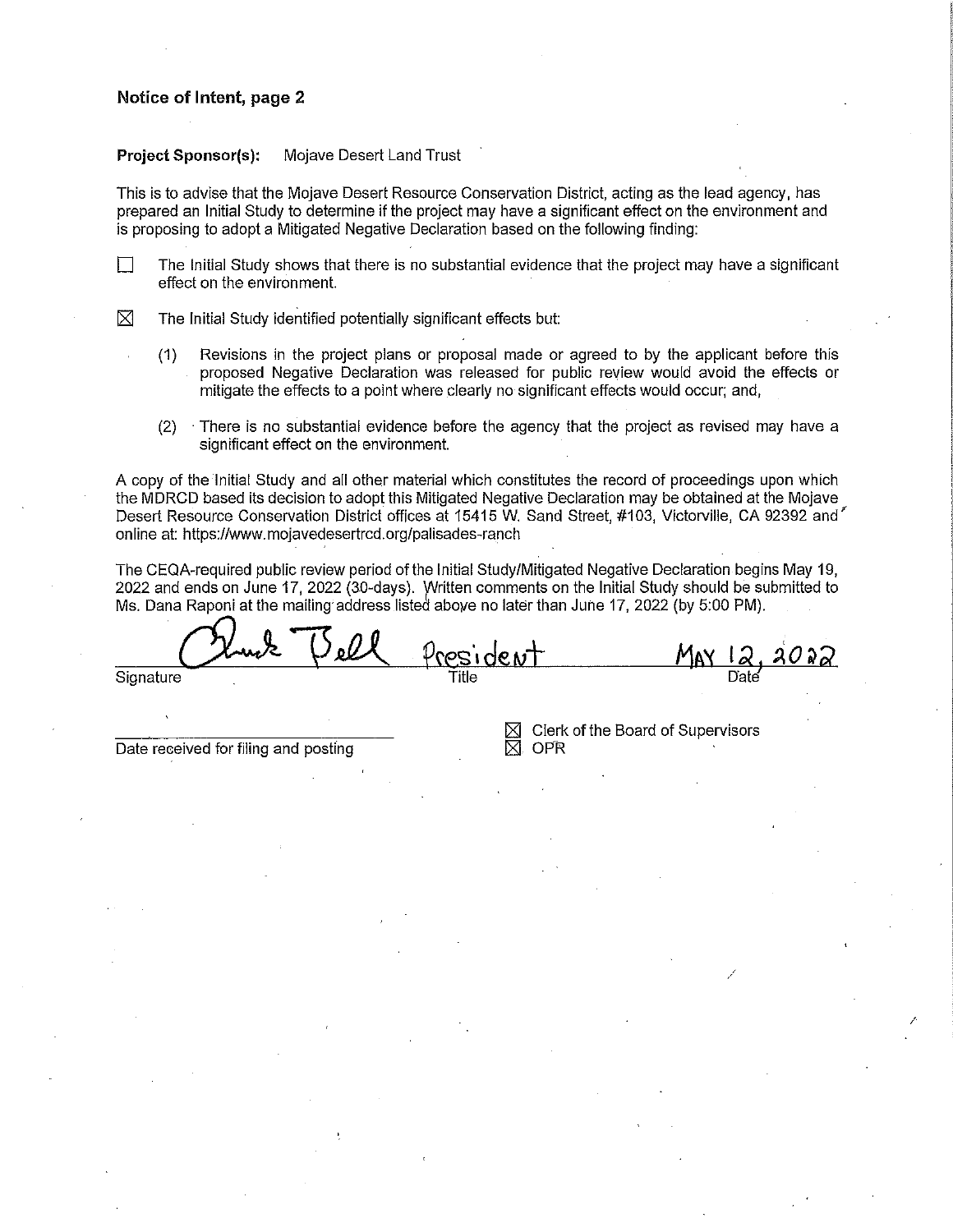**Notice of Intent, page 2**

**Project Sponsor(s):** Mojave Desert Land Trust

This is to advise that the Mojave Desert Resource Conservation District, acting as the lead agency, has prepared an Initial Study to determine if the project may have a significant effect on the environment and is proposing to adopt a Mitigated Negative Declaration based on the following finding:

☐ The Initial Study shows that there is no substantial evidence that the project may have a significant effect on the environment.

☒ The Initial Study identified potentially significant effects but:

(1) Revisions in the project plans or proposal made or agreed to by the applicant before this proposed Negative Declaration was released for public review would avoid the effects or mitigate the effects to a point where clearly no significant effects would occur; and,

(2) There is no substantial evidence before the agency that the project as revised may have a significant effect on the environment.

A copy of the Initial Study and all other material which constitutes the record of proceedings upon which the MDRCD based its decision to adopt this Mitigated Negative Declaration may be obtained at the Mojave Desert Resource Conservation District offices at 15415 W. Sand Street, #103, Victorville, CA 92392 and online at: https://www.mojavedesertrcd.org/palisades-ranch

The CEQA-required public review period of the Initial Study/Mitigated Negative Declaration begins May 19, 2022 and ends on June 17, 2022 (30-days). Written comments on the Initial Study should be submitted to Ms. Dana Raponi at the mailing address listed above no later than June 17, 2022 (by 5:00 PM).

Chuck Bell — President — May 12, 2022

Signature — Title — Date

______________________________

Date received for filing and posting

☒ Clerk of the Board of Supervisors

☒ OPR